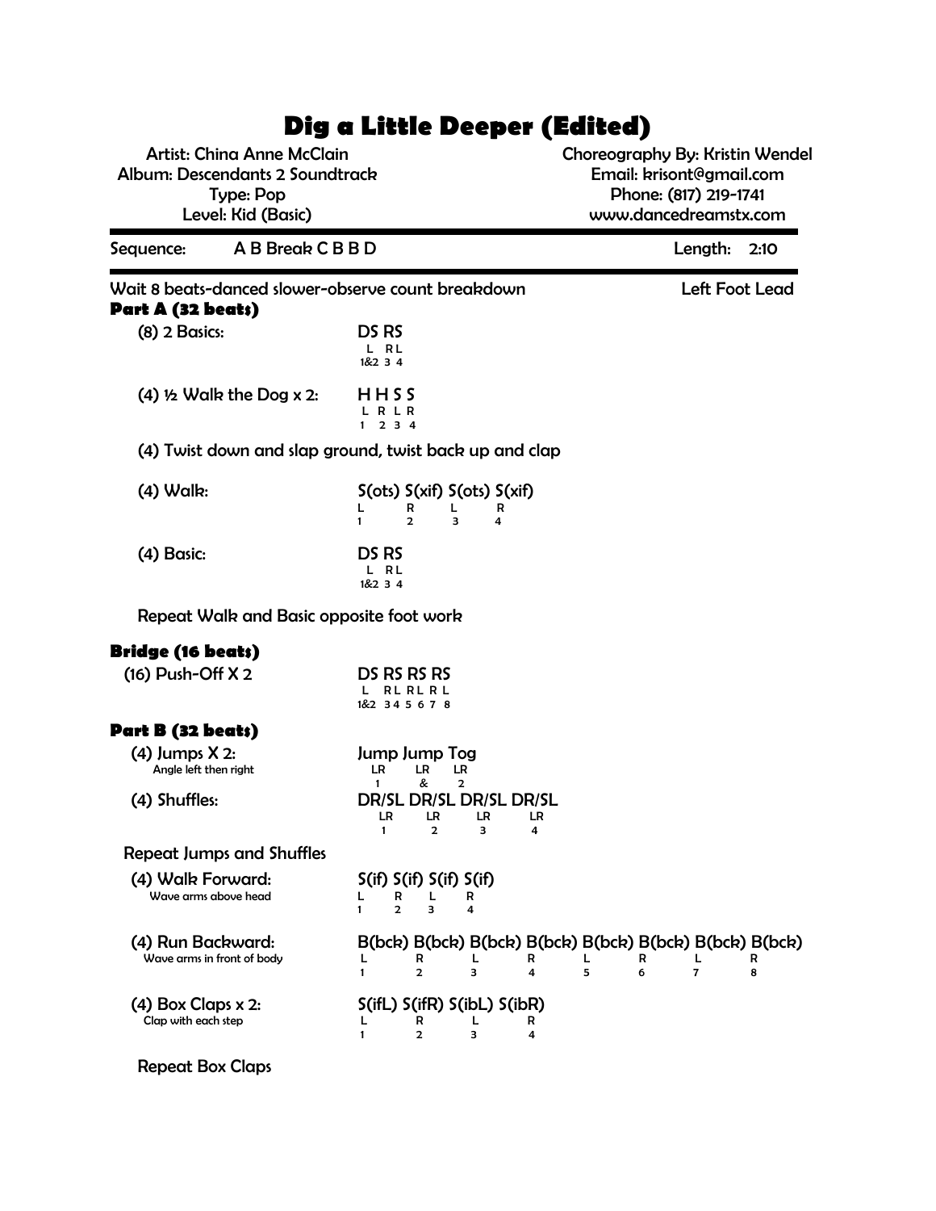# Dig a Little Deeper (Edited)

Artist: China Anne McClain
Album: Descendants 2 Soundtrack
Type: Pop
Level: Kid (Basic)

Choreography By: Kristin Wendel
Email: krisont@gmail.com
Phone: (817) 219-1741
www.dancedreamstx.com

Sequence: A B Break C B B D — Length: 2:10

Wait 8 beats-danced slower-observe count breakdown — Left Foot Lead

## Part A (32 beats)

(8) 2 Basics:
```
DS RS
 L  RL
1&2 3 4
```

(4) ½ Walk the Dog x 2:
```
H H S S
L R L R
1 2 3 4
```

(4) Twist down and slap ground, twist back up and clap

(4) Walk:
```
S(ots) S(xif) S(ots) S(xif)
L      R      L      R
1      2      3      4
```

(4) Basic:
```
DS RS
 L  RL
1&2 3 4
```

Repeat Walk and Basic opposite foot work

## Bridge (16 beats)

(16) Push-Off X 2
```
DS  RS RS RS
 L  RL RL RL
1&2 34 56 78
```

## Part B (32 beats)

(4) Jumps X 2:
Angle left then right
```
Jump Jump Tog
 LR   LR   LR
 1    &    2
```

(4) Shuffles:
```
DR/SL DR/SL DR/SL DR/SL
 LR    LR    LR    LR
 1     2     3     4
```

Repeat Jumps and Shuffles

(4) Walk Forward:
Wave arms above head
```
S(if) S(if) S(if) S(if)
L     R     L     R
1     2     3     4
```

(4) Run Backward:
Wave arms in front of body
```
B(bck) B(bck) B(bck) B(bck) B(bck) B(bck) B(bck) B(bck)
L      R      L      R      L      R      L      R
1      2      3      4      5      6      7      8
```

(4) Box Claps x 2:
Clap with each step
```
S(ifL) S(ifR) S(ibL) S(ibR)
L      R      L      R
1      2      3      4
```

Repeat Box Claps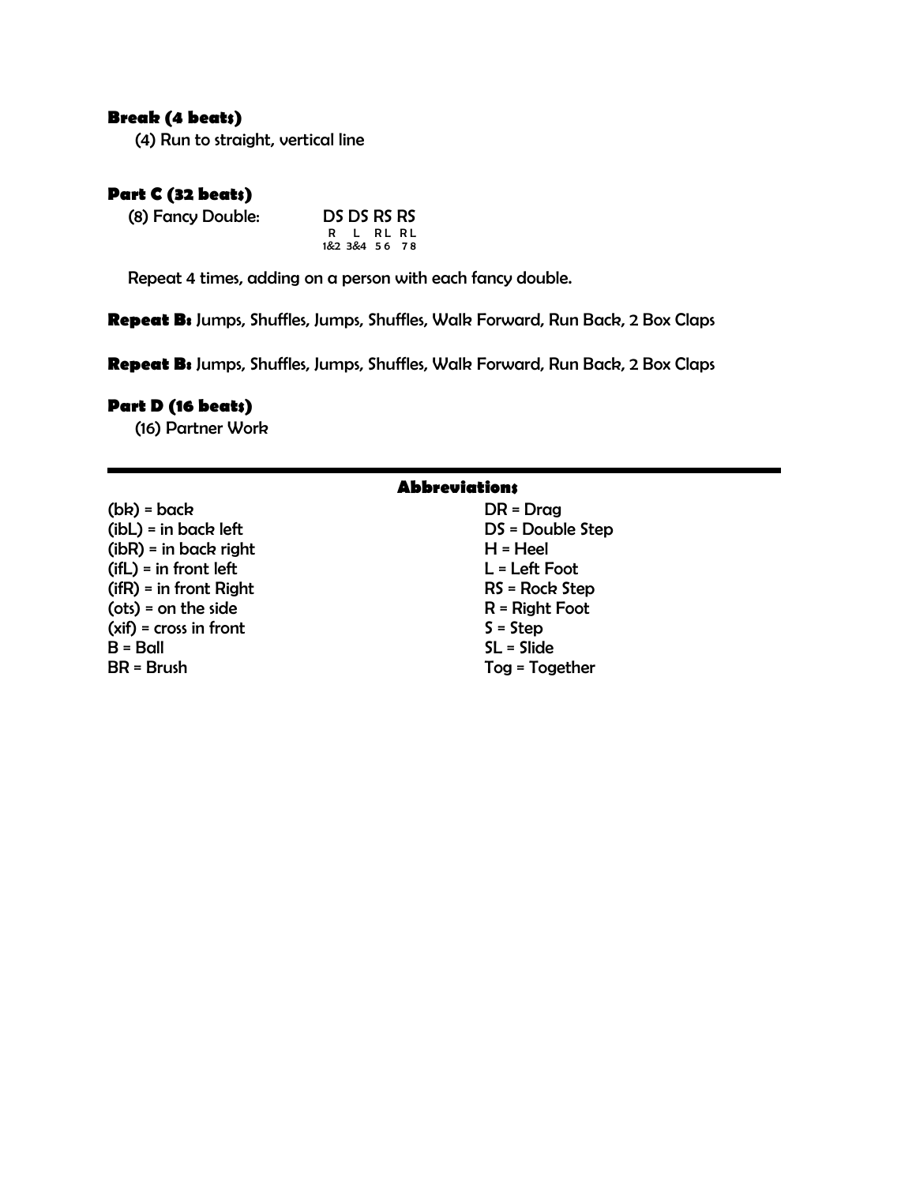### Break (4 beats)

(4) Run to straight, vertical line

### Part C (32 beats)

| | | | | |
|---|---|---|---|---|
| (8) Fancy Double: | DS | DS | RS | RS |
| | R | L | R L | R L |
| | 1&2 | 3&4 | 5 6 | 7 8 |

Repeat 4 times, adding on a person with each fancy double.

**Repeat B:** Jumps, Shuffles, Jumps, Shuffles, Walk Forward, Run Back, 2 Box Claps

**Repeat B:** Jumps, Shuffles, Jumps, Shuffles, Walk Forward, Run Back, 2 Box Claps

### Part D (16 beats)

(16) Partner Work

---

### Abbreviations

(bk) = back
(ibL) = in back left
(ibR) = in back right
(ifL) = in front left
(ifR) = in front Right
(ots) = on the side
(xif) = cross in front
B = Ball
BR = Brush
DR = Drag
DS = Double Step
H = Heel
L = Left Foot
RS = Rock Step
R = Right Foot
S = Step
SL = Slide
Tog = Together